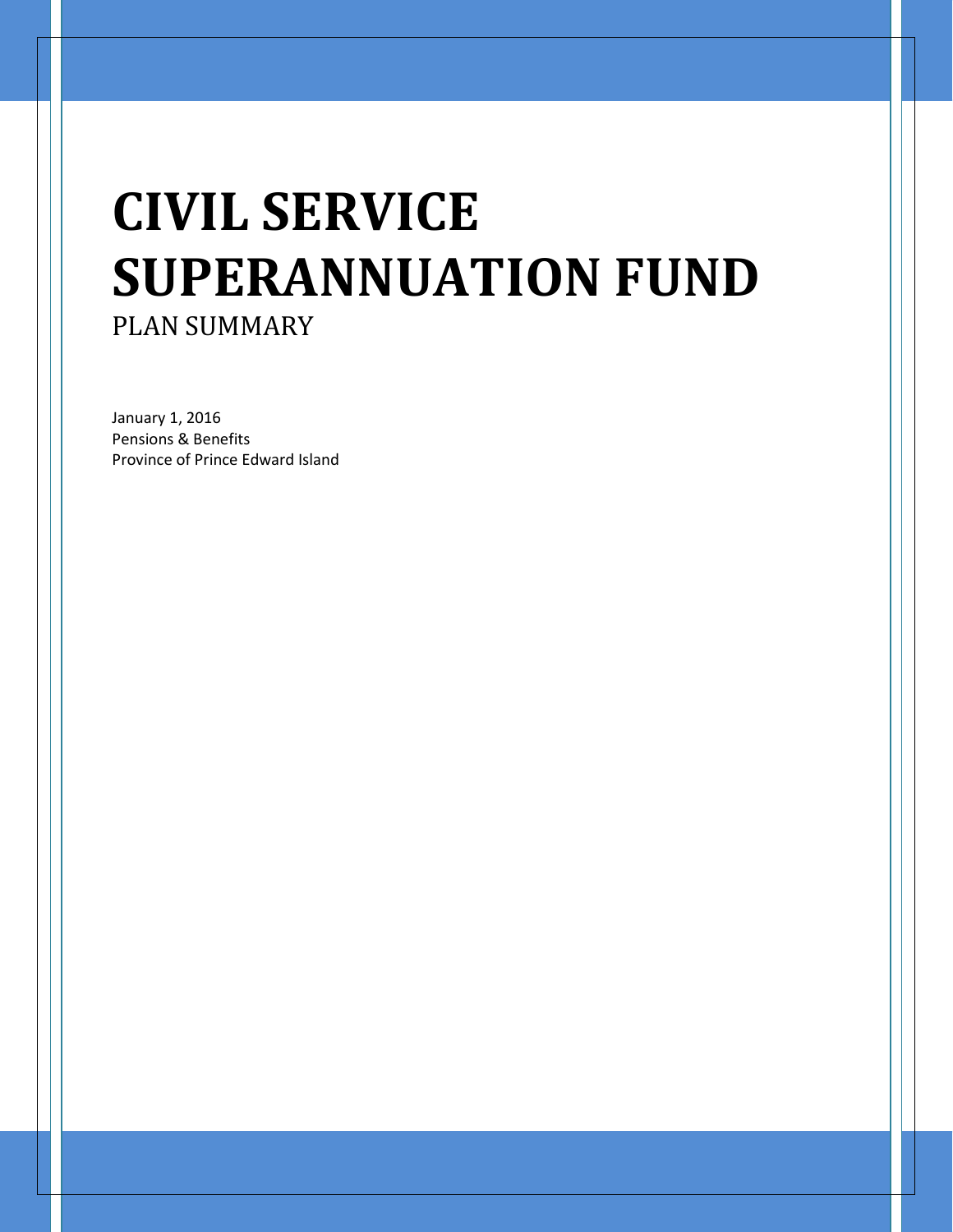# CIVIL SERVICE SUPERANNUATION FUND

PLAN SUMMARY

January 1, 2016
Pensions & Benefits
Province of Prince Edward Island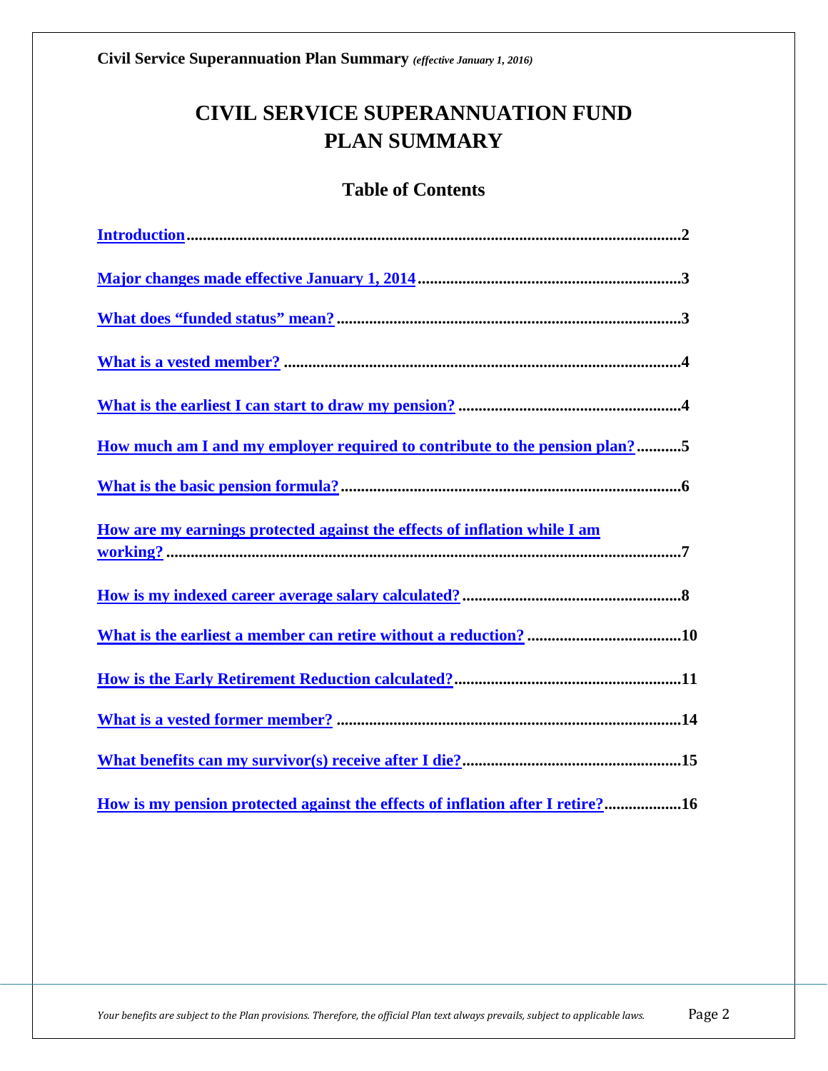# CIVIL SERVICE SUPERANNUATION FUND PLAN SUMMARY

## Table of Contents

| | |
|---|---|
| **Introduction** | **2** |
| **Major changes made effective January 1, 2014** | **3** |
| **What does "funded status" mean?** | **3** |
| **What is a vested member?** | **4** |
| **What is the earliest I can start to draw my pension?** | **4** |
| **How much am I and my employer required to contribute to the pension plan?** | **5** |
| **What is the basic pension formula?** | **6** |
| **How are my earnings protected against the effects of inflation while I am working?** | **7** |
| **How is my indexed career average salary calculated?** | **8** |
| **What is the earliest a member can retire without a reduction?** | **10** |
| **How is the Early Retirement Reduction calculated?** | **11** |
| **What is a vested former member?** | **14** |
| **What benefits can my survivor(s) receive after I die?** | **15** |
| **How is my pension protected against the effects of inflation after I retire?** | **16** |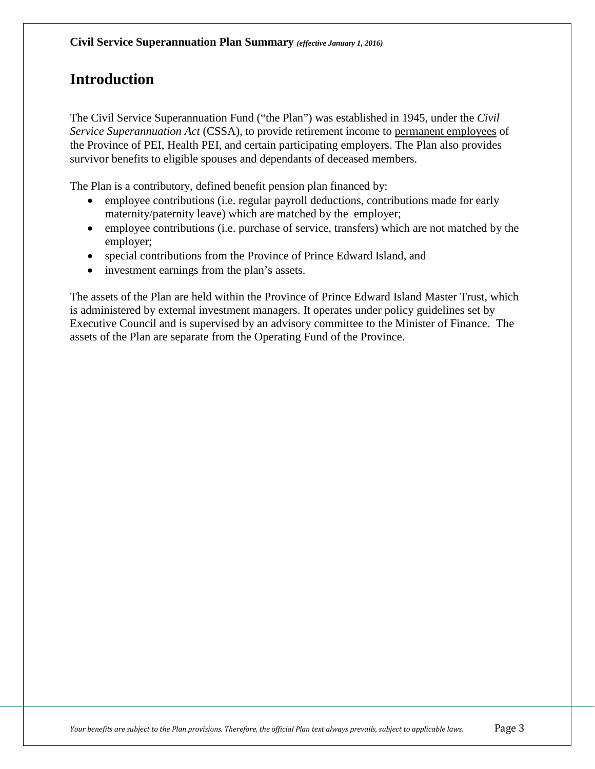# Introduction

The Civil Service Superannuation Fund ("the Plan") was established in 1945, under the *Civil Service Superannuation Act* (CSSA), to provide retirement income to permanent employees of the Province of PEI, Health PEI, and certain participating employers. The Plan also provides survivor benefits to eligible spouses and dependants of deceased members.

The Plan is a contributory, defined benefit pension plan financed by:

- employee contributions (i.e. regular payroll deductions, contributions made for early maternity/paternity leave) which are matched by the employer;
- employee contributions (i.e. purchase of service, transfers) which are not matched by the employer;
- special contributions from the Province of Prince Edward Island, and
- investment earnings from the plan's assets.

The assets of the Plan are held within the Province of Prince Edward Island Master Trust, which is administered by external investment managers. It operates under policy guidelines set by Executive Council and is supervised by an advisory committee to the Minister of Finance. The assets of the Plan are separate from the Operating Fund of the Province.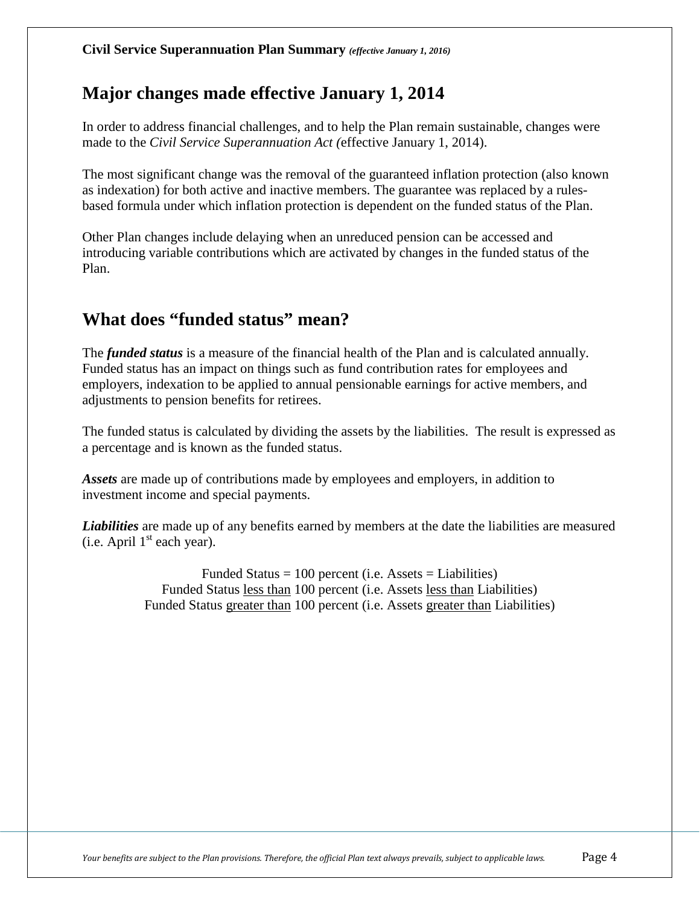## Major changes made effective January 1, 2014

In order to address financial challenges, and to help the Plan remain sustainable, changes were made to the *Civil Service Superannuation Act (*effective January 1, 2014).

The most significant change was the removal of the guaranteed inflation protection (also known as indexation) for both active and inactive members. The guarantee was replaced by a rules-based formula under which inflation protection is dependent on the funded status of the Plan.

Other Plan changes include delaying when an unreduced pension can be accessed and introducing variable contributions which are activated by changes in the funded status of the Plan.

## What does "funded status" mean?

The ***funded status*** is a measure of the financial health of the Plan and is calculated annually. Funded status has an impact on things such as fund contribution rates for employees and employers, indexation to be applied to annual pensionable earnings for active members, and adjustments to pension benefits for retirees.

The funded status is calculated by dividing the assets by the liabilities. The result is expressed as a percentage and is known as the funded status.

***Assets*** are made up of contributions made by employees and employers, in addition to investment income and special payments.

***Liabilities*** are made up of any benefits earned by members at the date the liabilities are measured (i.e. April 1st each year).

Funded Status = 100 percent (i.e. Assets = Liabilities)
Funded Status <u>less than</u> 100 percent (i.e. Assets <u>less than</u> Liabilities)
Funded Status <u>greater than</u> 100 percent (i.e. Assets <u>greater than</u> Liabilities)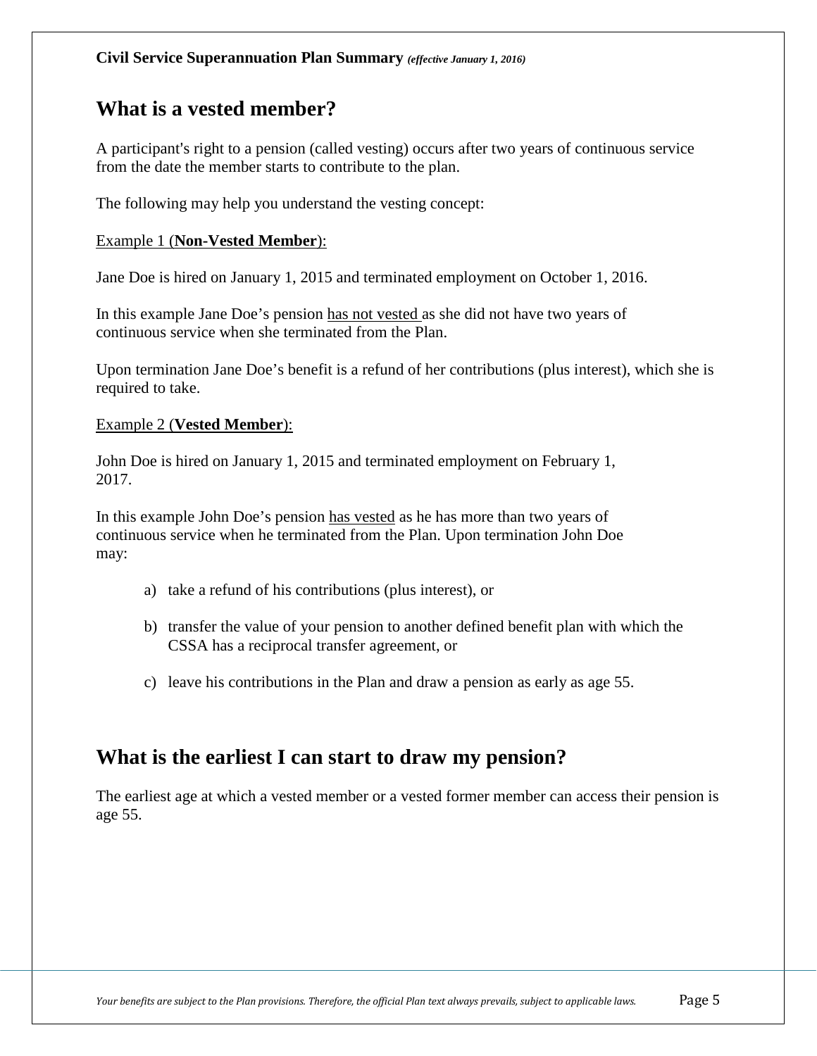## What is a vested member?

A participant's right to a pension (called vesting) occurs after two years of continuous service from the date the member starts to contribute to the plan.

The following may help you understand the vesting concept:

Example 1 (**Non-Vested Member**):

Jane Doe is hired on January 1, 2015 and terminated employment on October 1, 2016.

In this example Jane Doe's pension has not vested as she did not have two years of continuous service when she terminated from the Plan.

Upon termination Jane Doe's benefit is a refund of her contributions (plus interest), which she is required to take.

Example 2 (**Vested Member**):

John Doe is hired on January 1, 2015 and terminated employment on February 1, 2017.

In this example John Doe's pension has vested as he has more than two years of continuous service when he terminated from the Plan. Upon termination John Doe may:

a) take a refund of his contributions (plus interest), or

b) transfer the value of your pension to another defined benefit plan with which the CSSA has a reciprocal transfer agreement, or

c) leave his contributions in the Plan and draw a pension as early as age 55.

## What is the earliest I can start to draw my pension?

The earliest age at which a vested member or a vested former member can access their pension is age 55.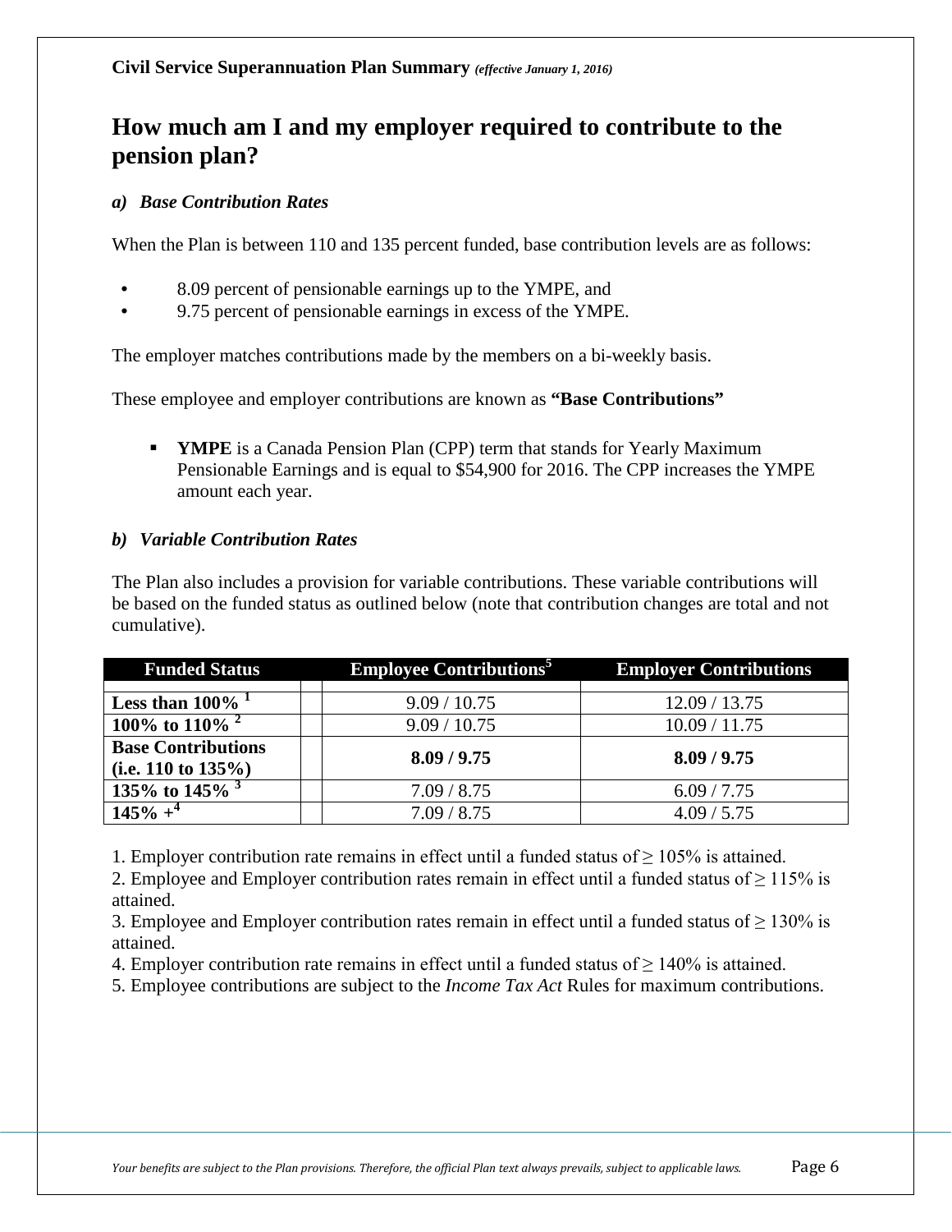# How much am I and my employer required to contribute to the pension plan?

### *a) Base Contribution Rates*

When the Plan is between 110 and 135 percent funded, base contribution levels are as follows:

- 8.09 percent of pensionable earnings up to the YMPE, and
- 9.75 percent of pensionable earnings in excess of the YMPE.

The employer matches contributions made by the members on a bi-weekly basis.

These employee and employer contributions are known as **"Base Contributions"**

- **YMPE** is a Canada Pension Plan (CPP) term that stands for Yearly Maximum Pensionable Earnings and is equal to $54,900 for 2016. The CPP increases the YMPE amount each year.

### *b) Variable Contribution Rates*

The Plan also includes a provision for variable contributions. These variable contributions will be based on the funded status as outlined below (note that contribution changes are total and not cumulative).

| Funded Status | Employee Contributions[5] | Employer Contributions |
|---|---|---|
| **Less than 100%** [1] | 9.09 / 10.75 | 12.09 / 13.75 |
| **100% to 110%** [2] | 9.09 / 10.75 | 10.09 / 11.75 |
| **Base Contributions (i.e. 110 to 135%)** | **8.09 / 9.75** | **8.09 / 9.75** |
| **135% to 145%** [3] | 7.09 / 8.75 | 6.09 / 7.75 |
| **145% +**[4] | 7.09 / 8.75 | 4.09 / 5.75 |

1. Employer contribution rate remains in effect until a funded status of ≥ 105% is attained.
2. Employee and Employer contribution rates remain in effect until a funded status of ≥ 115% is attained.
3. Employee and Employer contribution rates remain in effect until a funded status of ≥ 130% is attained.
4. Employer contribution rate remains in effect until a funded status of ≥ 140% is attained.
5. Employee contributions are subject to the *Income Tax Act* Rules for maximum contributions.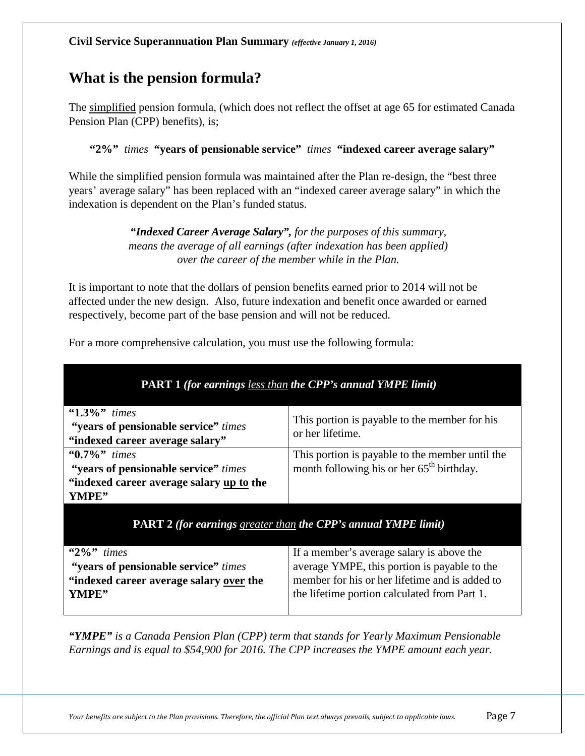Civil Service Superannuation Plan Summary *(effective January 1, 2016)*

## What is the pension formula?

The simplified pension formula, (which does not reflect the offset at age 65 for estimated Canada Pension Plan (CPP) benefits), is;

**"2%"** *times* **"years of pensionable service"** *times* **"indexed career average salary"**

While the simplified pension formula was maintained after the Plan re-design, the "best three years' average salary" has been replaced with an "indexed career average salary" in which the indexation is dependent on the Plan's funded status.

> ***"Indexed Career Average Salary",*** *for the purposes of this summary, means the average of all earnings (after indexation has been applied) over the career of the member while in the Plan.*

It is important to note that the dollars of pension benefits earned prior to 2014 will not be affected under the new design. Also, future indexation and benefit once awarded or earned respectively, become part of the base pension and will not be reduced.

For a more comprehensive calculation, you must use the following formula:

| **PART 1** ***(for earnings less than the CPP's annual YMPE limit)*** | |
|---|---|
| **"1.3%"** *times* **"years of pensionable service"** *times* **"indexed career average salary"** | This portion is payable to the member for his or her lifetime. |
| **"0.7%"** *times* **"years of pensionable service"** *times* **"indexed career average salary up to the YMPE"** | This portion is payable to the member until the month following his or her 65th birthday. |
| **PART 2** ***(for earnings greater than the CPP's annual YMPE limit)*** | |
| **"2%"** *times* **"years of pensionable service"** *times* **"indexed career average salary over the YMPE"** | If a member's average salary is above the average YMPE, this portion is payable to the member for his or her lifetime and is added to the lifetime portion calculated from Part 1. |

***"YMPE"*** *is a Canada Pension Plan (CPP) term that stands for Yearly Maximum Pensionable Earnings and is equal to $54,900 for 2016. The CPP increases the YMPE amount each year.*

*Your benefits are subject to the Plan provisions. Therefore, the official Plan text always prevails, subject to applicable laws.*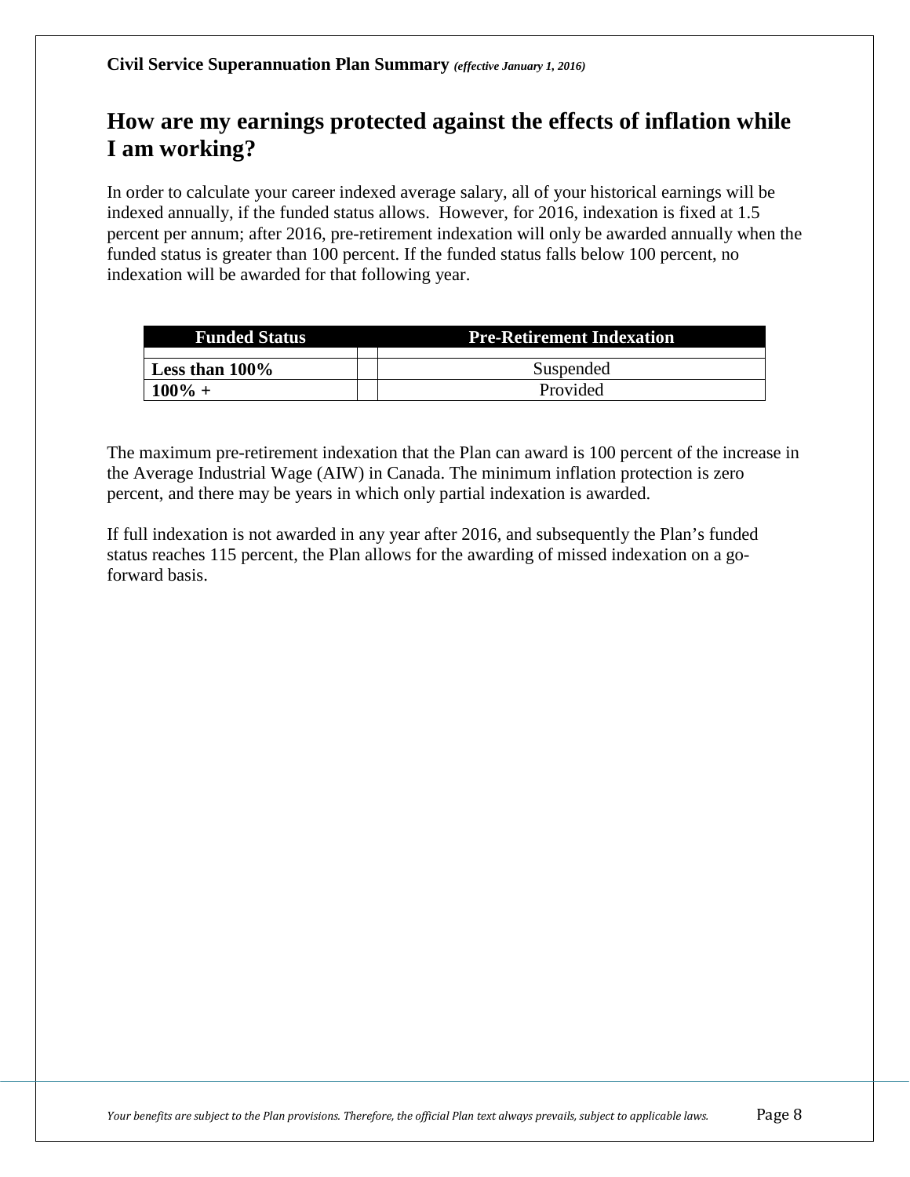## How are my earnings protected against the effects of inflation while I am working?

In order to calculate your career indexed average salary, all of your historical earnings will be indexed annually, if the funded status allows. However, for 2016, indexation is fixed at 1.5 percent per annum; after 2016, pre-retirement indexation will only be awarded annually when the funded status is greater than 100 percent. If the funded status falls below 100 percent, no indexation will be awarded for that following year.

| Funded Status | Pre-Retirement Indexation |
|---|---|
| **Less than 100%** | Suspended |
| **100% +** | Provided |

The maximum pre-retirement indexation that the Plan can award is 100 percent of the increase in the Average Industrial Wage (AIW) in Canada. The minimum inflation protection is zero percent, and there may be years in which only partial indexation is awarded.

If full indexation is not awarded in any year after 2016, and subsequently the Plan's funded status reaches 115 percent, the Plan allows for the awarding of missed indexation on a go-forward basis.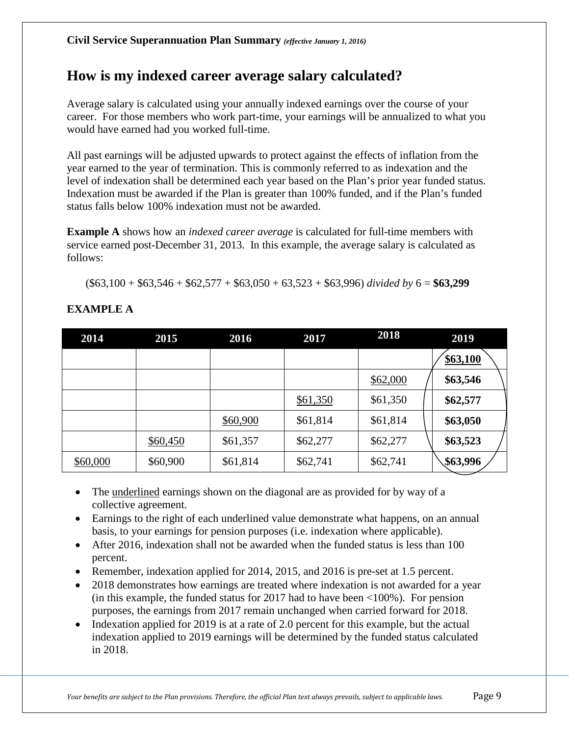## How is my indexed career average salary calculated?

Average salary is calculated using your annually indexed earnings over the course of your career. For those members who work part-time, your earnings will be annualized to what you would have earned had you worked full-time.

All past earnings will be adjusted upwards to protect against the effects of inflation from the year earned to the year of termination. This is commonly referred to as indexation and the level of indexation shall be determined each year based on the Plan's prior year funded status. Indexation must be awarded if the Plan is greater than 100% funded, and if the Plan's funded status falls below 100% indexation must not be awarded.

**Example A** shows how an *indexed career average* is calculated for full-time members with service earned post-December 31, 2013. In this example, the average salary is calculated as follows:

($63,100 + $63,546 + $62,577 + $63,050 + 63,523 + $63,996) *divided by* 6 = **$63,299**

**EXAMPLE A**

| 2014 | 2015 | 2016 | 2017 | 2018 | 2019 |
|---|---|---|---|---|---|
| | | | | | **<u>$63,100</u>** |
| | | | | <u>$62,000</u> | **$63,546** |
| | | | <u>$61,350</u> | $61,350 | **$62,577** |
| | | <u>$60,900</u> | $61,814 | $61,814 | **$63,050** |
| | <u>$60,450</u> | $61,357 | $62,277 | $62,277 | **$63,523** |
| <u>$60,000</u> | $60,900 | $61,814 | $62,741 | $62,741 | **$63,996** |

- The <u>underlined</u> earnings shown on the diagonal are as provided for by way of a collective agreement.
- Earnings to the right of each underlined value demonstrate what happens, on an annual basis, to your earnings for pension purposes (i.e. indexation where applicable).
- After 2016, indexation shall not be awarded when the funded status is less than 100 percent.
- Remember, indexation applied for 2014, 2015, and 2016 is pre-set at 1.5 percent.
- 2018 demonstrates how earnings are treated where indexation is not awarded for a year (in this example, the funded status for 2017 had to have been <100%). For pension purposes, the earnings from 2017 remain unchanged when carried forward for 2018.
- Indexation applied for 2019 is at a rate of 2.0 percent for this example, but the actual indexation applied to 2019 earnings will be determined by the funded status calculated in 2018.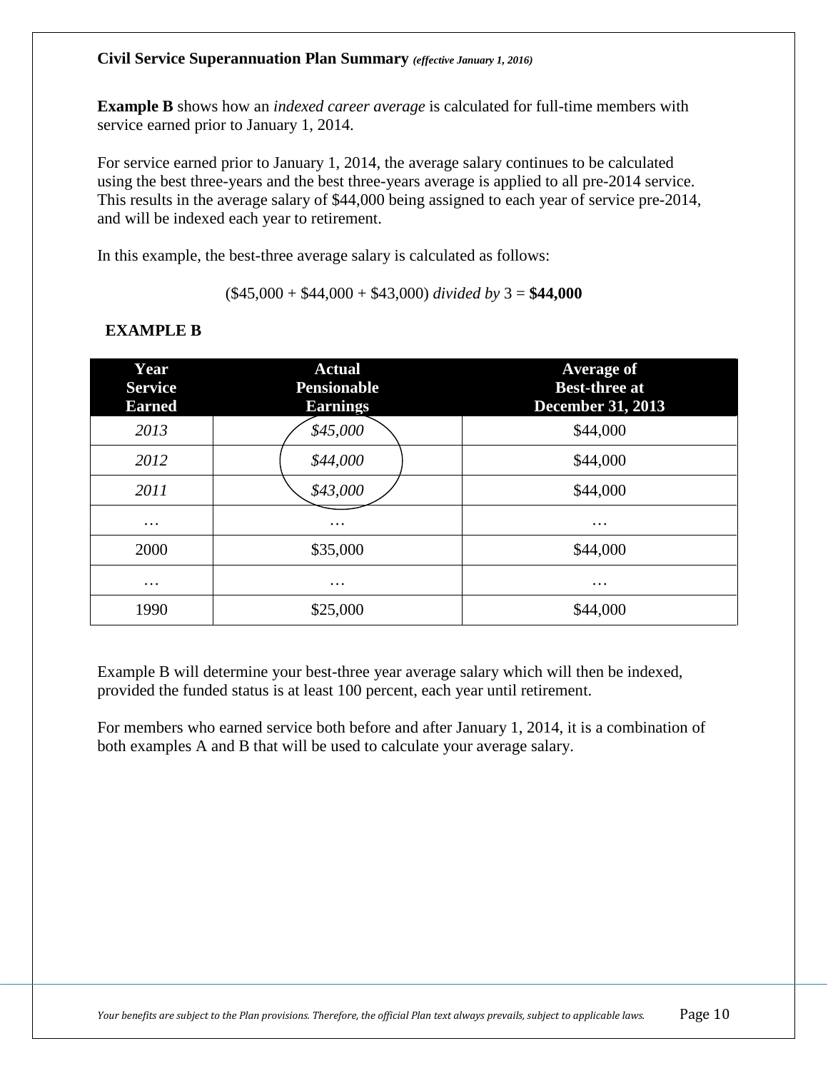**Example B** shows how an *indexed career average* is calculated for full-time members with service earned prior to January 1, 2014.

For service earned prior to January 1, 2014, the average salary continues to be calculated using the best three-years and the best three-years average is applied to all pre-2014 service. This results in the average salary of $44,000 being assigned to each year of service pre-2014, and will be indexed each year to retirement.

In this example, the best-three average salary is calculated as follows:

($45,000 + $44,000 + $43,000) *divided by* 3 = **$44,000**

**EXAMPLE B**

| Year Service Earned | Actual Pensionable Earnings | Average of Best-three at December 31, 2013 |
|---|---|---|
| *2013* | *$45,000* | $44,000 |
| *2012* | *$44,000* | $44,000 |
| *2011* | *$43,000* | $44,000 |
| … | … | … |
| 2000 | $35,000 | $44,000 |
| … | … | … |
| 1990 | $25,000 | $44,000 |

Example B will determine your best-three year average salary which will then be indexed, provided the funded status is at least 100 percent, each year until retirement.

For members who earned service both before and after January 1, 2014, it is a combination of both examples A and B that will be used to calculate your average salary.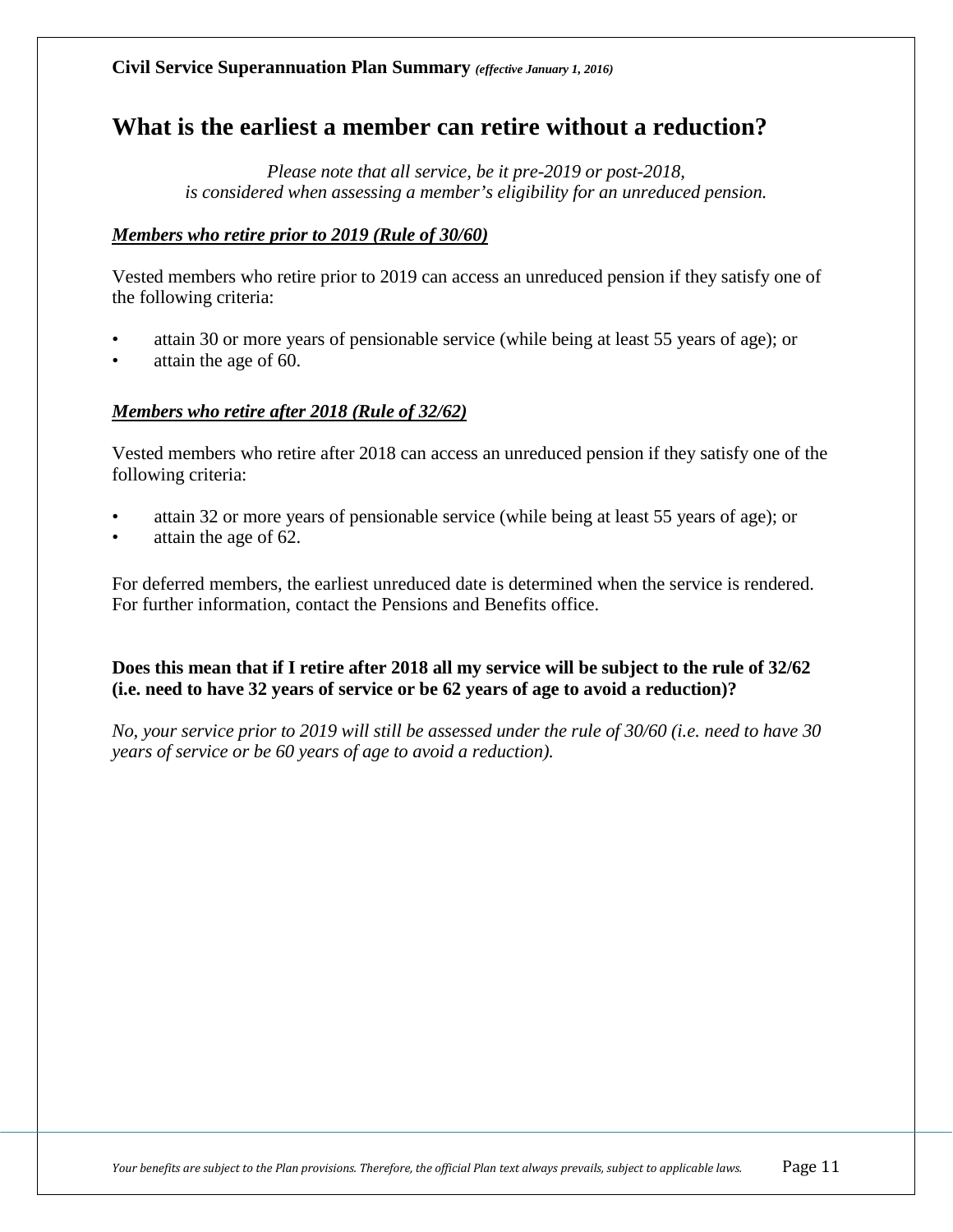# What is the earliest a member can retire without a reduction?

*Please note that all service, be it pre-2019 or post-2018, is considered when assessing a member's eligibility for an unreduced pension.*

### ***Members who retire prior to 2019 (Rule of 30/60)***

Vested members who retire prior to 2019 can access an unreduced pension if they satisfy one of the following criteria:

- attain 30 or more years of pensionable service (while being at least 55 years of age); or
- attain the age of 60.

### ***Members who retire after 2018 (Rule of 32/62)***

Vested members who retire after 2018 can access an unreduced pension if they satisfy one of the following criteria:

- attain 32 or more years of pensionable service (while being at least 55 years of age); or
- attain the age of 62.

For deferred members, the earliest unreduced date is determined when the service is rendered. For further information, contact the Pensions and Benefits office.

**Does this mean that if I retire after 2018 all my service will be subject to the rule of 32/62 (i.e. need to have 32 years of service or be 62 years of age to avoid a reduction)?**

*No, your service prior to 2019 will still be assessed under the rule of 30/60 (i.e. need to have 30 years of service or be 60 years of age to avoid a reduction).*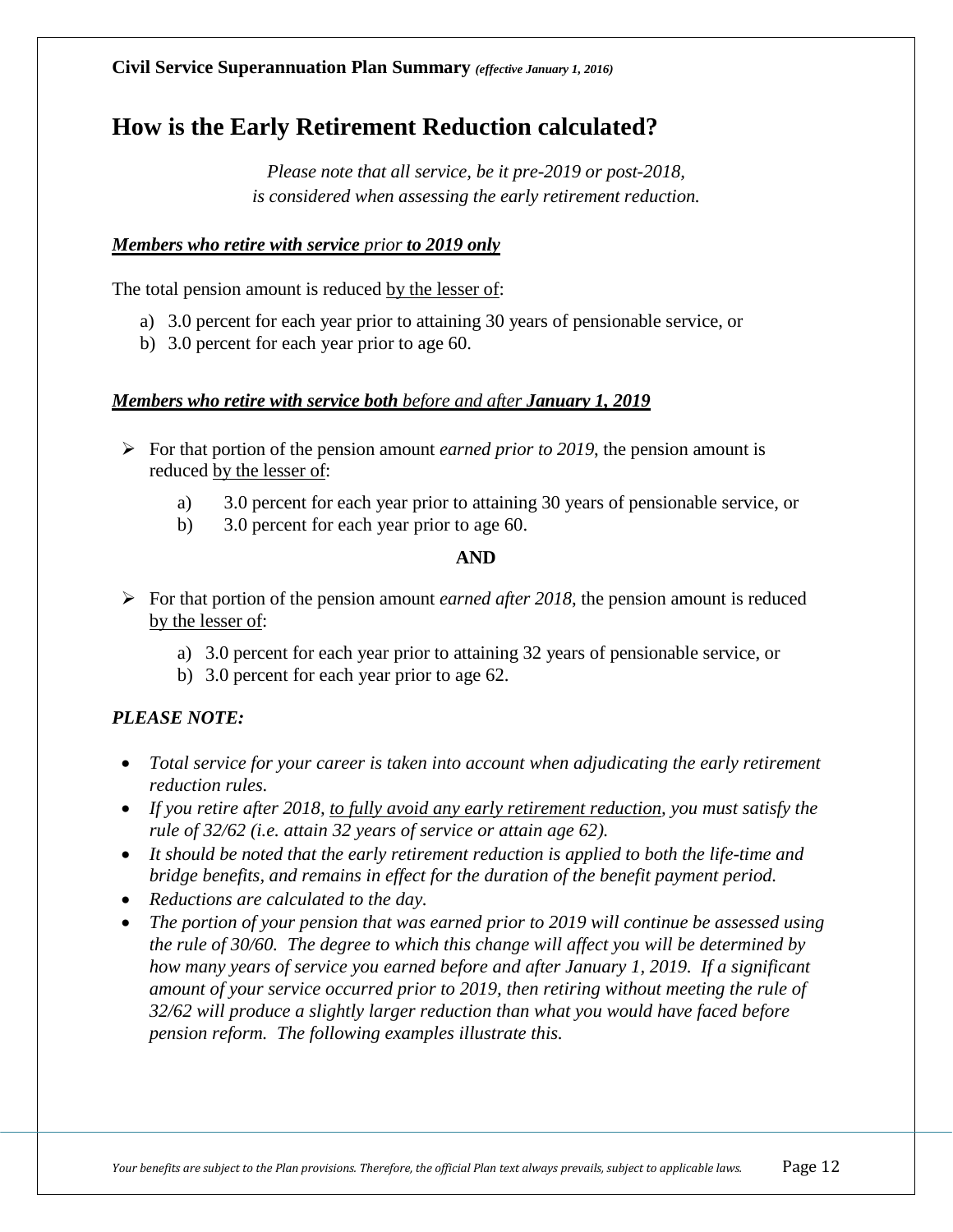# How is the Early Retirement Reduction calculated?

*Please note that all service, be it pre-2019 or post-2018, is considered when assessing the early retirement reduction.*

***Members who retire with service prior to 2019 only***

The total pension amount is reduced by the lesser of:

a) 3.0 percent for each year prior to attaining 30 years of pensionable service, or
b) 3.0 percent for each year prior to age 60.

***Members who retire with service both before and after January 1, 2019***

- For that portion of the pension amount *earned prior to 2019*, the pension amount is reduced by the lesser of:

    a) 3.0 percent for each year prior to attaining 30 years of pensionable service, or
    b) 3.0 percent for each year prior to age 60.

**AND**

- For that portion of the pension amount *earned after 2018*, the pension amount is reduced by the lesser of:

    a) 3.0 percent for each year prior to attaining 32 years of pensionable service, or
    b) 3.0 percent for each year prior to age 62.

***PLEASE NOTE:***

- *Total service for your career is taken into account when adjudicating the early retirement reduction rules.*
- *If you retire after 2018, to fully avoid any early retirement reduction, you must satisfy the rule of 32/62 (i.e. attain 32 years of service or attain age 62).*
- *It should be noted that the early retirement reduction is applied to both the life-time and bridge benefits, and remains in effect for the duration of the benefit payment period.*
- *Reductions are calculated to the day.*
- *The portion of your pension that was earned prior to 2019 will continue be assessed using the rule of 30/60. The degree to which this change will affect you will be determined by how many years of service you earned before and after January 1, 2019. If a significant amount of your service occurred prior to 2019, then retiring without meeting the rule of 32/62 will produce a slightly larger reduction than what you would have faced before pension reform. The following examples illustrate this.*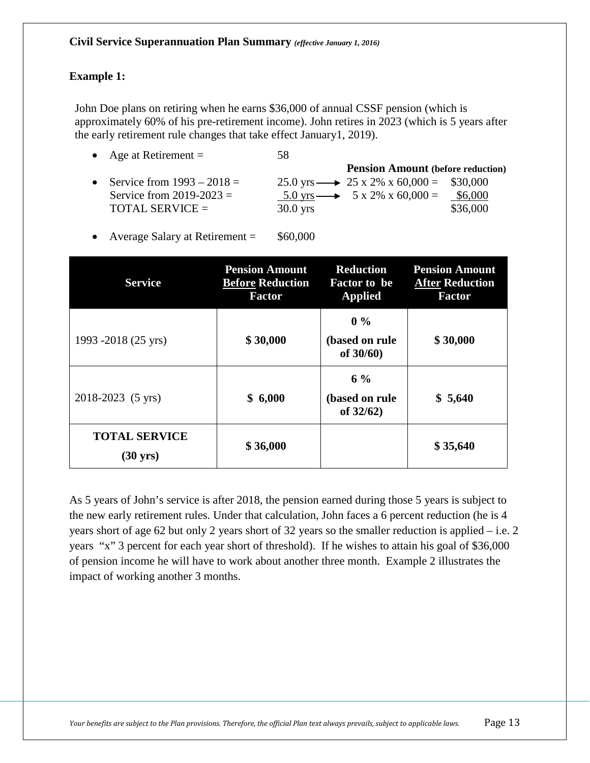**Civil Service Superannuation Plan Summary** *(effective January 1, 2016)*

**Example 1:**

John Doe plans on retiring when he earns $36,000 of annual CSSF pension (which is approximately 60% of his pre-retirement income). John retires in 2023 (which is 5 years after the early retirement rule changes that take effect January1, 2019).

- Age at Retirement = 58

| | | | **Pension Amount (before reduction)** |
|---|---|---|---|
| Service from 1993 – 2018 = | 25.0 yrs → | 25 x 2% x 60,000 = | $30,000 |
| Service from 2019-2023 = | 5.0 yrs → | 5 x 2% x 60,000 = | $6,000 |
| TOTAL SERVICE = | 30.0 yrs | | $36,000 |

- Average Salary at Retirement = $60,000

| Service | Pension Amount Before Reduction Factor | Reduction Factor to be Applied | Pension Amount After Reduction Factor |
|---|---|---|---|
| 1993 -2018 (25 yrs) | **$ 30,000** | **0 % (based on rule of 30/60)** | **$ 30,000** |
| 2018-2023 (5 yrs) | **$ 6,000** | **6 % (based on rule of 32/62)** | **$ 5,640** |
| **TOTAL SERVICE (30 yrs)** | **$ 36,000** | | **$ 35,640** |

As 5 years of John's service is after 2018, the pension earned during those 5 years is subject to the new early retirement rules. Under that calculation, John faces a 6 percent reduction (he is 4 years short of age 62 but only 2 years short of 32 years so the smaller reduction is applied – i.e. 2 years "x" 3 percent for each year short of threshold). If he wishes to attain his goal of $36,000 of pension income he will have to work about another three month. Example 2 illustrates the impact of working another 3 months.

*Your benefits are subject to the Plan provisions. Therefore, the official Plan text always prevails, subject to applicable laws.*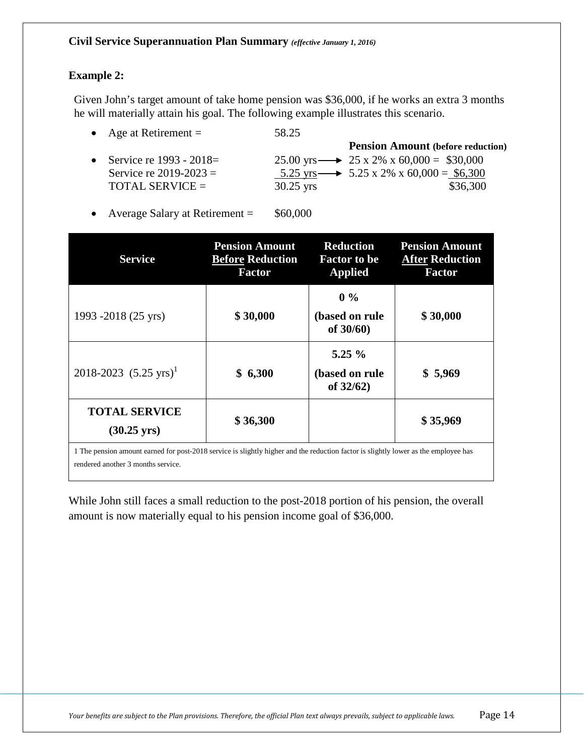**Civil Service Superannuation Plan Summary** ***(effective January 1, 2016)***

**Example 2:**

Given John's target amount of take home pension was $36,000, if he works an extra 3 months he will materially attain his goal. The following example illustrates this scenario.

- Age at Retirement = 58.25

| | | **Pension Amount (before reduction)** |
|---|---|---|
| Service re 1993 - 2018= | 25.00 yrs → | 25 x 2% x 60,000 = $30,000 |
| Service re 2019-2023 = | 5.25 yrs → | 5.25 x 2% x 60,000 = $6,300 |
| TOTAL SERVICE = | 30.25 yrs | $36,300 |

- Average Salary at Retirement = $60,000

| Service | Pension Amount **Before** Reduction Factor | Reduction Factor to be Applied | Pension Amount **After** Reduction Factor |
|---|---|---|---|
| 1993 -2018 (25 yrs) | **$ 30,000** | **0 %** **(based on rule of 30/60)** | **$ 30,000** |
| 2018-2023 (5.25 yrs)[1] | **$ 6,300** | **5.25 %** **(based on rule of 32/62)** | **$ 5,969** |
| **TOTAL SERVICE (30.25 yrs)** | **$ 36,300** | | **$ 35,969** |

1 The pension amount earned for post-2018 service is slightly higher and the reduction factor is slightly lower as the employee has rendered another 3 months service.

While John still faces a small reduction to the post-2018 portion of his pension, the overall amount is now materially equal to his pension income goal of $36,000.

*Your benefits are subject to the Plan provisions. Therefore, the official Plan text always prevails, subject to applicable laws.*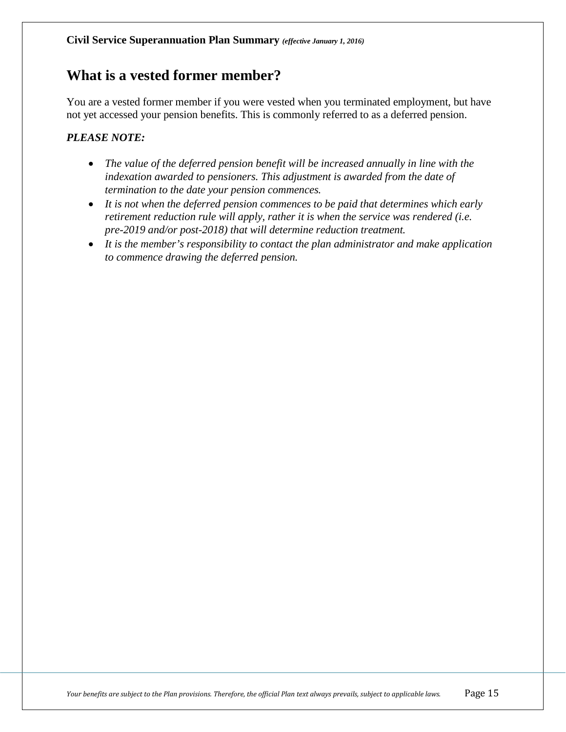## What is a vested former member?

You are a vested former member if you were vested when you terminated employment, but have not yet accessed your pension benefits. This is commonly referred to as a deferred pension.

***PLEASE NOTE:***

- *The value of the deferred pension benefit will be increased annually in line with the indexation awarded to pensioners. This adjustment is awarded from the date of termination to the date your pension commences.*
- *It is not when the deferred pension commences to be paid that determines which early retirement reduction rule will apply, rather it is when the service was rendered (i.e. pre-2019 and/or post-2018) that will determine reduction treatment.*
- *It is the member's responsibility to contact the plan administrator and make application to commence drawing the deferred pension.*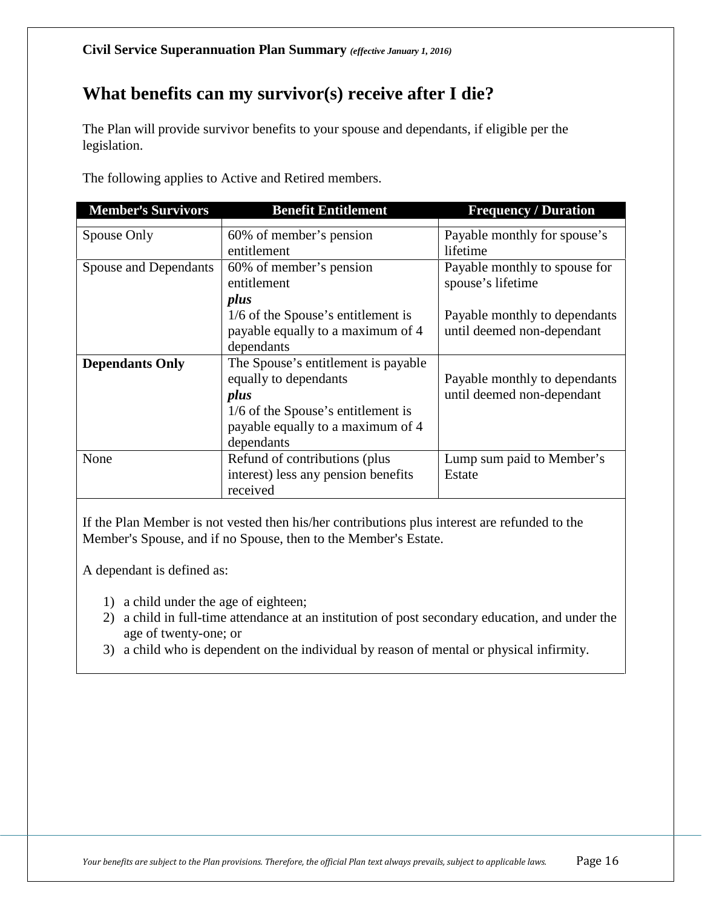# What benefits can my survivor(s) receive after I die?

The Plan will provide survivor benefits to your spouse and dependants, if eligible per the legislation.

The following applies to Active and Retired members.

| Member's Survivors | Benefit Entitlement | Frequency / Duration |
|---|---|---|
| Spouse Only | 60% of member's pension entitlement | Payable monthly for spouse's lifetime |
| Spouse and Dependants | 60% of member's pension entitlement<br>***plus***<br>1/6 of the Spouse's entitlement is payable equally to a maximum of 4 dependants | Payable monthly to spouse for spouse's lifetime<br><br>Payable monthly to dependants until deemed non-dependant |
| **Dependants Only** | The Spouse's entitlement is payable equally to dependants<br>***plus***<br>1/6 of the Spouse's entitlement is payable equally to a maximum of 4 dependants | Payable monthly to dependants until deemed non-dependant |
| None | Refund of contributions (plus interest) less any pension benefits received | Lump sum paid to Member's Estate |

If the Plan Member is not vested then his/her contributions plus interest are refunded to the Member's Spouse, and if no Spouse, then to the Member's Estate.

A dependant is defined as:

1) a child under the age of eighteen;
2) a child in full-time attendance at an institution of post secondary education, and under the age of twenty-one; or
3) a child who is dependent on the individual by reason of mental or physical infirmity.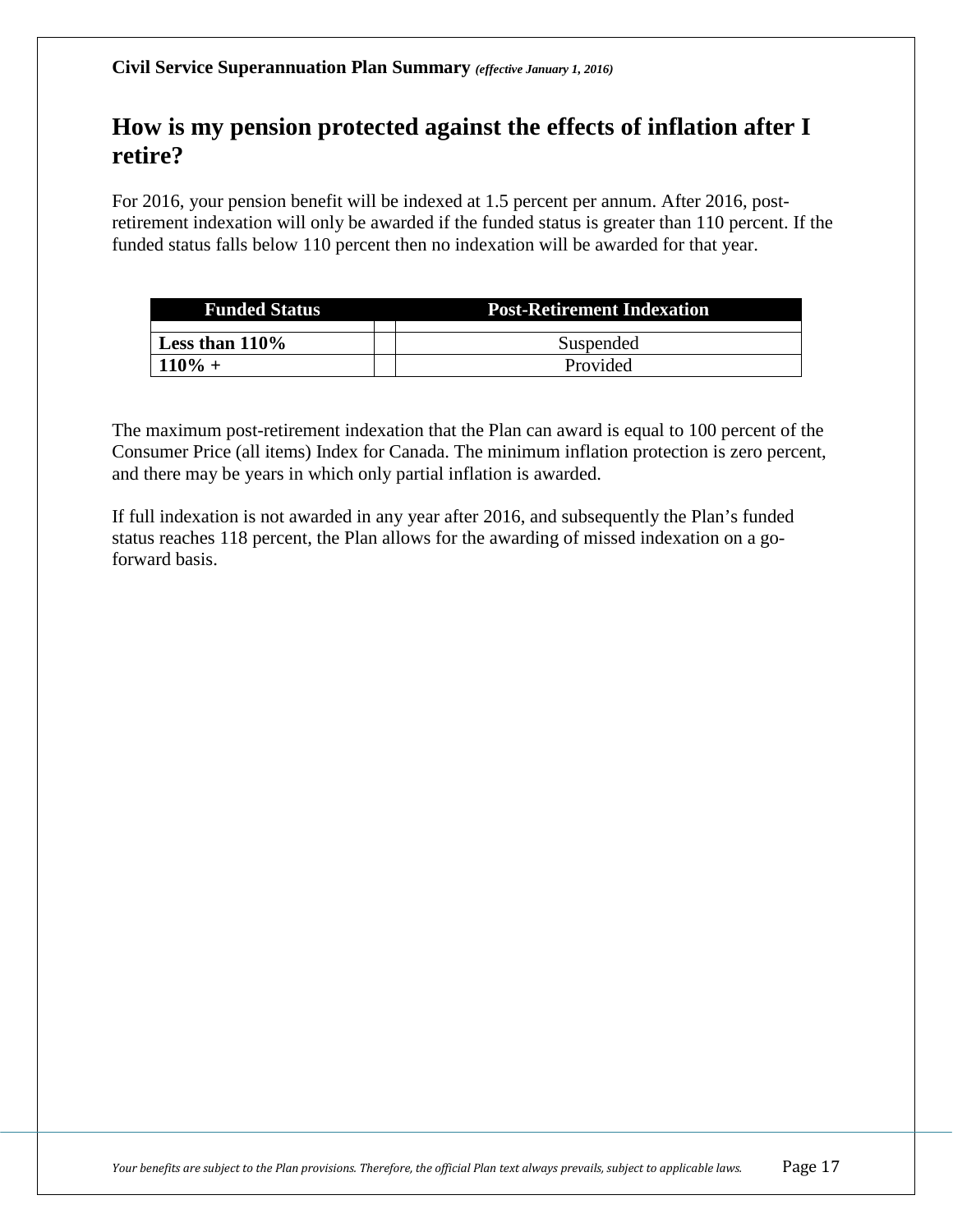# How is my pension protected against the effects of inflation after I retire?

For 2016, your pension benefit will be indexed at 1.5 percent per annum. After 2016, post-retirement indexation will only be awarded if the funded status is greater than 110 percent. If the funded status falls below 110 percent then no indexation will be awarded for that year.

| Funded Status | Post-Retirement Indexation |
|---|---|
| **Less than 110%** | Suspended |
| **110% +** | Provided |

The maximum post-retirement indexation that the Plan can award is equal to 100 percent of the Consumer Price (all items) Index for Canada. The minimum inflation protection is zero percent, and there may be years in which only partial inflation is awarded.

If full indexation is not awarded in any year after 2016, and subsequently the Plan's funded status reaches 118 percent, the Plan allows for the awarding of missed indexation on a go-forward basis.